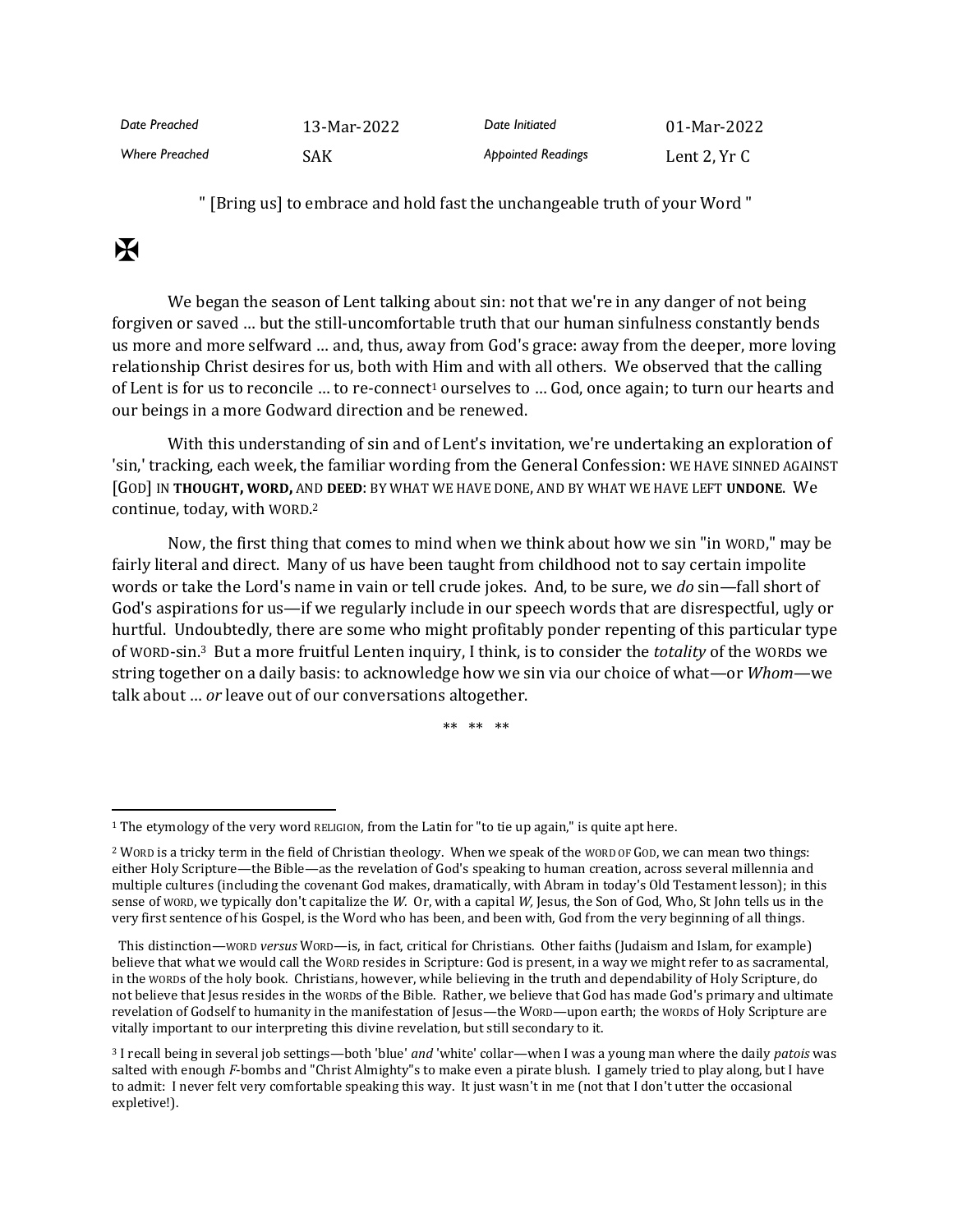| Date Preached | 13-Mar-2022 | Date Initiated | 01-Mar-2022 |
|---|---|---|---|
| Where Preached | SAK | Appointed Readings | Lent 2, Yr C |

" [Bring us] to embrace and hold fast the unchangeable truth of your Word "

✠

We began the season of Lent talking about sin: not that we're in any danger of not being forgiven or saved … but the still-uncomfortable truth that our human sinfulness constantly bends us more and more selfward … and, thus, away from God's grace: away from the deeper, more loving relationship Christ desires for us, both with Him and with all others. We observed that the calling of Lent is for us to reconcile … to re-connect[1] ourselves to … God, once again; to turn our hearts and our beings in a more Godward direction and be renewed.

With this understanding of sin and of Lent's invitation, we're undertaking an exploration of 'sin,' tracking, each week, the familiar wording from the General Confession: WE HAVE SINNED AGAINST [GOD] IN **THOUGHT, WORD,** AND **DEED**: BY WHAT WE HAVE DONE, AND BY WHAT WE HAVE LEFT **UNDONE**. We continue, today, with WORD.[2]

Now, the first thing that comes to mind when we think about how we sin "in WORD," may be fairly literal and direct. Many of us have been taught from childhood not to say certain impolite words or take the Lord's name in vain or tell crude jokes. And, to be sure, we *do* sin—fall short of God's aspirations for us—if we regularly include in our speech words that are disrespectful, ugly or hurtful. Undoubtedly, there are some who might profitably ponder repenting of this particular type of WORD-sin.[3] But a more fruitful Lenten inquiry, I think, is to consider the *totality* of the WORDs we string together on a daily basis: to acknowledge how we sin via our choice of what—or *Whom*—we talk about … *or* leave out of our conversations altogether.

** ** **

---

[1] The etymology of the very word RELIGION, from the Latin for "to tie up again," is quite apt here.

[2] WORD is a tricky term in the field of Christian theology. When we speak of the WORD OF GOD, we can mean two things: either Holy Scripture—the Bible—as the revelation of God's speaking to human creation, across several millennia and multiple cultures (including the covenant God makes, dramatically, with Abram in today's Old Testament lesson); in this sense of WORD, we typically don't capitalize the *W*. Or, with a capital *W*, Jesus, the Son of God, Who, St John tells us in the very first sentence of his Gospel, is the Word who has been, and been with, God from the very beginning of all things.

This distinction—WORD *versus* WORD—is, in fact, critical for Christians. Other faiths (Judaism and Islam, for example) believe that what we would call the WORD resides in Scripture: God is present, in a way we might refer to as sacramental, in the WORDs of the holy book. Christians, however, while believing in the truth and dependability of Holy Scripture, do not believe that Jesus resides in the WORDs of the Bible. Rather, we believe that God has made God's primary and ultimate revelation of Godself to humanity in the manifestation of Jesus—the WORD—upon earth; the WORDS of Holy Scripture are vitally important to our interpreting this divine revelation, but still secondary to it.

[3] I recall being in several job settings—both 'blue' *and* 'white' collar—when I was a young man where the daily *patois* was salted with enough *F*-bombs and "Christ Almighty"s to make even a pirate blush. I gamely tried to play along, but I have to admit: I never felt very comfortable speaking this way. It just wasn't in me (not that I don't utter the occasional expletive!).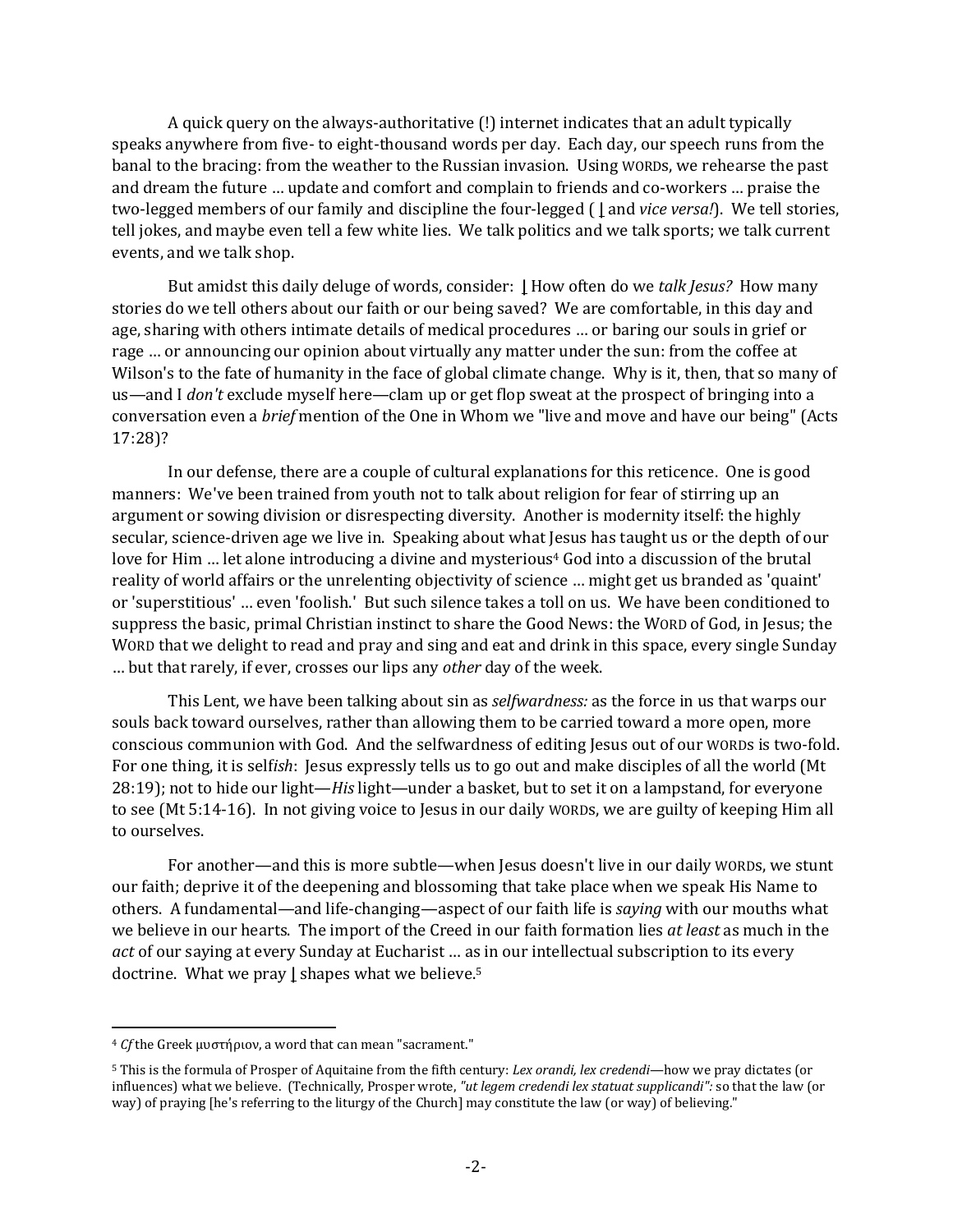A quick query on the always-authoritative (!) internet indicates that an adult typically speaks anywhere from five- to eight-thousand words per day. Each day, our speech runs from the banal to the bracing: from the weather to the Russian invasion. Using WORDs, we rehearse the past and dream the future … update and comfort and complain to friends and co-workers … praise the two-legged members of our family and discipline the four-legged ( ⌊ and *vice versa!*). We tell stories, tell jokes, and maybe even tell a few white lies. We talk politics and we talk sports; we talk current events, and we talk shop.

But amidst this daily deluge of words, consider: ⌊ How often do we *talk Jesus?* How many stories do we tell others about our faith or our being saved? We are comfortable, in this day and age, sharing with others intimate details of medical procedures … or baring our souls in grief or rage … or announcing our opinion about virtually any matter under the sun: from the coffee at Wilson's to the fate of humanity in the face of global climate change. Why is it, then, that so many of us—and I *don't* exclude myself here—clam up or get flop sweat at the prospect of bringing into a conversation even a *brief* mention of the One in Whom we "live and move and have our being" (Acts 17:28)?

In our defense, there are a couple of cultural explanations for this reticence. One is good manners: We've been trained from youth not to talk about religion for fear of stirring up an argument or sowing division or disrespecting diversity. Another is modernity itself: the highly secular, science-driven age we live in. Speaking about what Jesus has taught us or the depth of our love for Him … let alone introducing a divine and mysterious[4] God into a discussion of the brutal reality of world affairs or the unrelenting objectivity of science … might get us branded as 'quaint' or 'superstitious' … even 'foolish.' But such silence takes a toll on us. We have been conditioned to suppress the basic, primal Christian instinct to share the Good News: the WORD of God, in Jesus; the WORD that we delight to read and pray and sing and eat and drink in this space, every single Sunday … but that rarely, if ever, crosses our lips any *other* day of the week.

This Lent, we have been talking about sin as *selfwardness:* as the force in us that warps our souls back toward ourselves, rather than allowing them to be carried toward a more open, more conscious communion with God. And the selfwardness of editing Jesus out of our WORDs is two-fold. For one thing, it is self*ish*: Jesus expressly tells us to go out and make disciples of all the world (Mt 28:19); not to hide our light—*His* light—under a basket, but to set it on a lampstand, for everyone to see (Mt 5:14-16). In not giving voice to Jesus in our daily WORDs, we are guilty of keeping Him all to ourselves.

For another—and this is more subtle—when Jesus doesn't live in our daily WORDs, we stunt our faith; deprive it of the deepening and blossoming that take place when we speak His Name to others. A fundamental—and life-changing—aspect of our faith life is *saying* with our mouths what we believe in our hearts. The import of the Creed in our faith formation lies *at least* as much in the *act* of our saying at every Sunday at Eucharist … as in our intellectual subscription to its every doctrine. What we pray ⌊ shapes what we believe.[5]

---

[4] *Cf* the Greek μυστήριον, a word that can mean "sacrament."

[5] This is the formula of Prosper of Aquitaine from the fifth century: *Lex orandi, lex credendi*—how we pray dictates (or influences) what we believe. (Technically, Prosper wrote, *"ut legem credendi lex statuat supplicandi":* so that the law (or way) of praying [he's referring to the liturgy of the Church] may constitute the law (or way) of believing."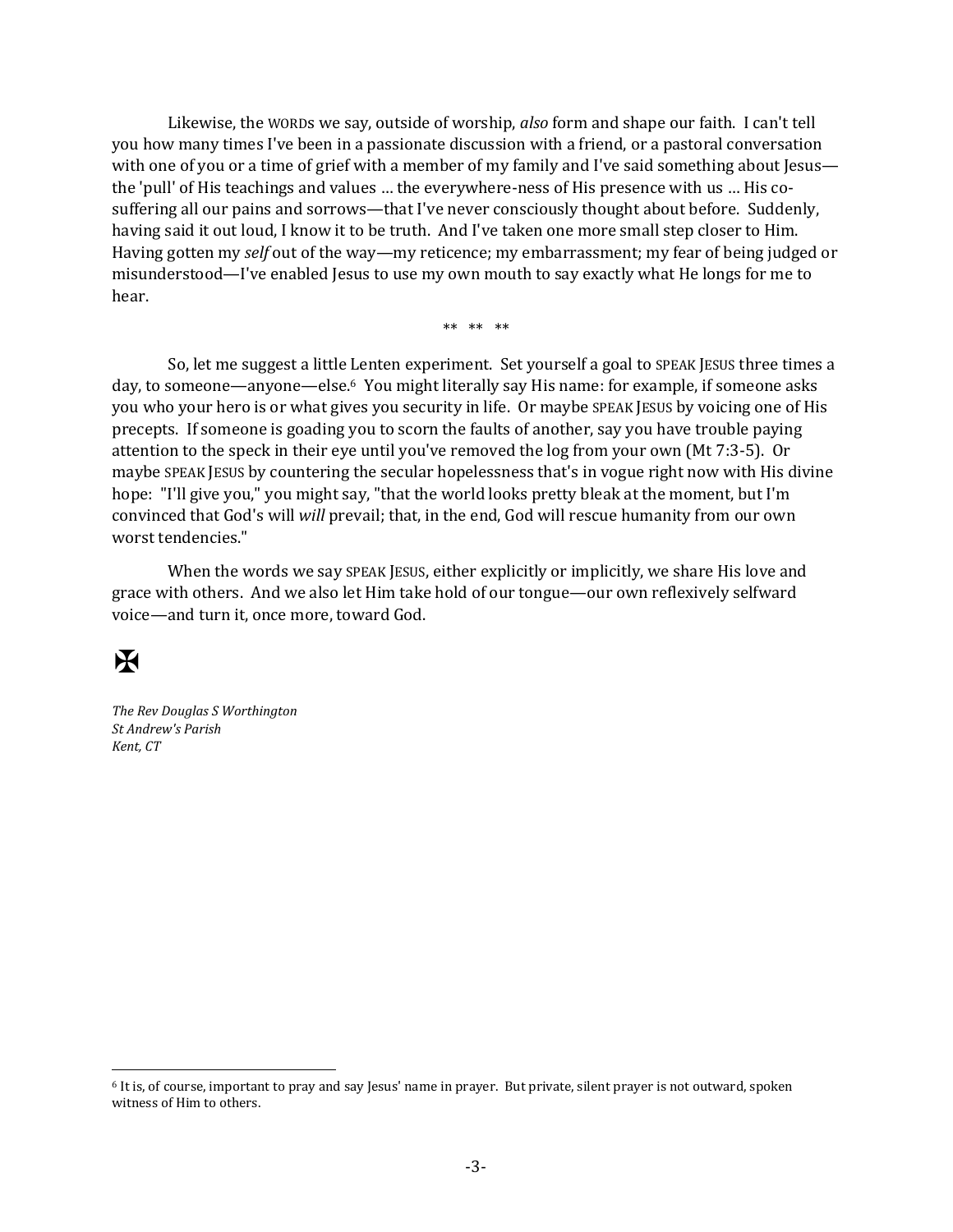Likewise, the WORDs we say, outside of worship, *also* form and shape our faith. I can't tell you how many times I've been in a passionate discussion with a friend, or a pastoral conversation with one of you or a time of grief with a member of my family and I've said something about Jesus—the 'pull' of His teachings and values … the everywhere-ness of His presence with us … His co-suffering all our pains and sorrows—that I've never consciously thought about before. Suddenly, having said it out loud, I know it to be truth. And I've taken one more small step closer to Him. Having gotten my *self* out of the way—my reticence; my embarrassment; my fear of being judged or misunderstood—I've enabled Jesus to use my own mouth to say exactly what He longs for me to hear.

** ** **

So, let me suggest a little Lenten experiment. Set yourself a goal to SPEAK JESUS three times a day, to someone—anyone—else.[6] You might literally say His name: for example, if someone asks you who your hero is or what gives you security in life. Or maybe SPEAK JESUS by voicing one of His precepts. If someone is goading you to scorn the faults of another, say you have trouble paying attention to the speck in their eye until you've removed the log from your own (Mt 7:3-5). Or maybe SPEAK JESUS by countering the secular hopelessness that's in vogue right now with His divine hope: "I'll give you," you might say, "that the world looks pretty bleak at the moment, but I'm convinced that God's will *will* prevail; that, in the end, God will rescue humanity from our own worst tendencies."

When the words we say SPEAK JESUS, either explicitly or implicitly, we share His love and grace with others. And we also let Him take hold of our tongue—our own reflexively selfward voice—and turn it, once more, toward God.

✠

*The Rev Douglas S Worthington*
*St Andrew's Parish*
*Kent, CT*

[6] It is, of course, important to pray and say Jesus' name in prayer. But private, silent prayer is not outward, spoken witness of Him to others.